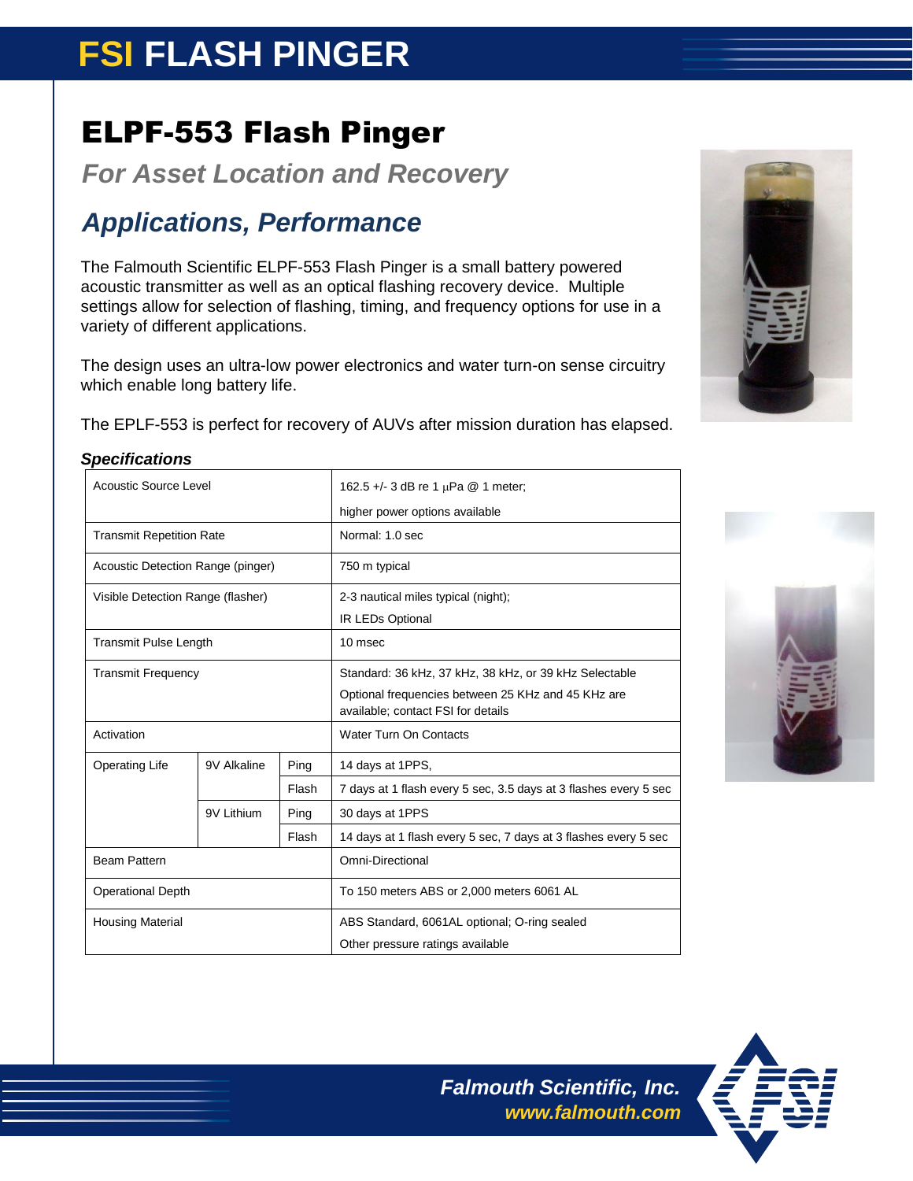# FSI FLASH PINGER

## ELPF-553 Flash Pinger

### *For Asset Location and Recovery*

### *Applications, Performance*

The Falmouth Scientific ELPF-553 Flash Pinger is a small battery powered acoustic transmitter as well as an optical flashing recovery device. Multiple settings allow for selection of flashing, timing, and frequency options for use in a variety of different applications.

The design uses an ultra-low power electronics and water turn-on sense circuitry which enable long battery life.

The EPLF-553 is perfect for recovery of AUVs after mission duration has elapsed.

#### *Specifications*

| | | | |
|---|---|---|---|
| Acoustic Source Level | | | 162.5 +/- 3 dB re 1 μPa @ 1 meter; higher power options available |
| Transmit Repetition Rate | | | Normal: 1.0 sec |
| Acoustic Detection Range (pinger) | | | 750 m typical |
| Visible Detection Range (flasher) | | | 2-3 nautical miles typical (night); IR LEDs Optional |
| Transmit Pulse Length | | | 10 msec |
| Transmit Frequency | | | Standard: 36 kHz, 37 kHz, 38 kHz, or 39 kHz Selectable<br>Optional frequencies between 25 KHz and 45 KHz are available; contact FSI for details |
| Activation | | | Water Turn On Contacts |
| Operating Life | 9V Alkaline | Ping | 14 days at 1PPS, |
| | | Flash | 7 days at 1 flash every 5 sec, 3.5 days at 3 flashes every 5 sec |
| | 9V Lithium | Ping | 30 days at 1PPS |
| | | Flash | 14 days at 1 flash every 5 sec, 7 days at 3 flashes every 5 sec |
| Beam Pattern | | | Omni-Directional |
| Operational Depth | | | To 150 meters ABS or 2,000 meters 6061 AL |
| Housing Material | | | ABS Standard, 6061AL optional; O-ring sealed<br>Other pressure ratings available |

*Falmouth Scientific, Inc.*
*www.falmouth.com*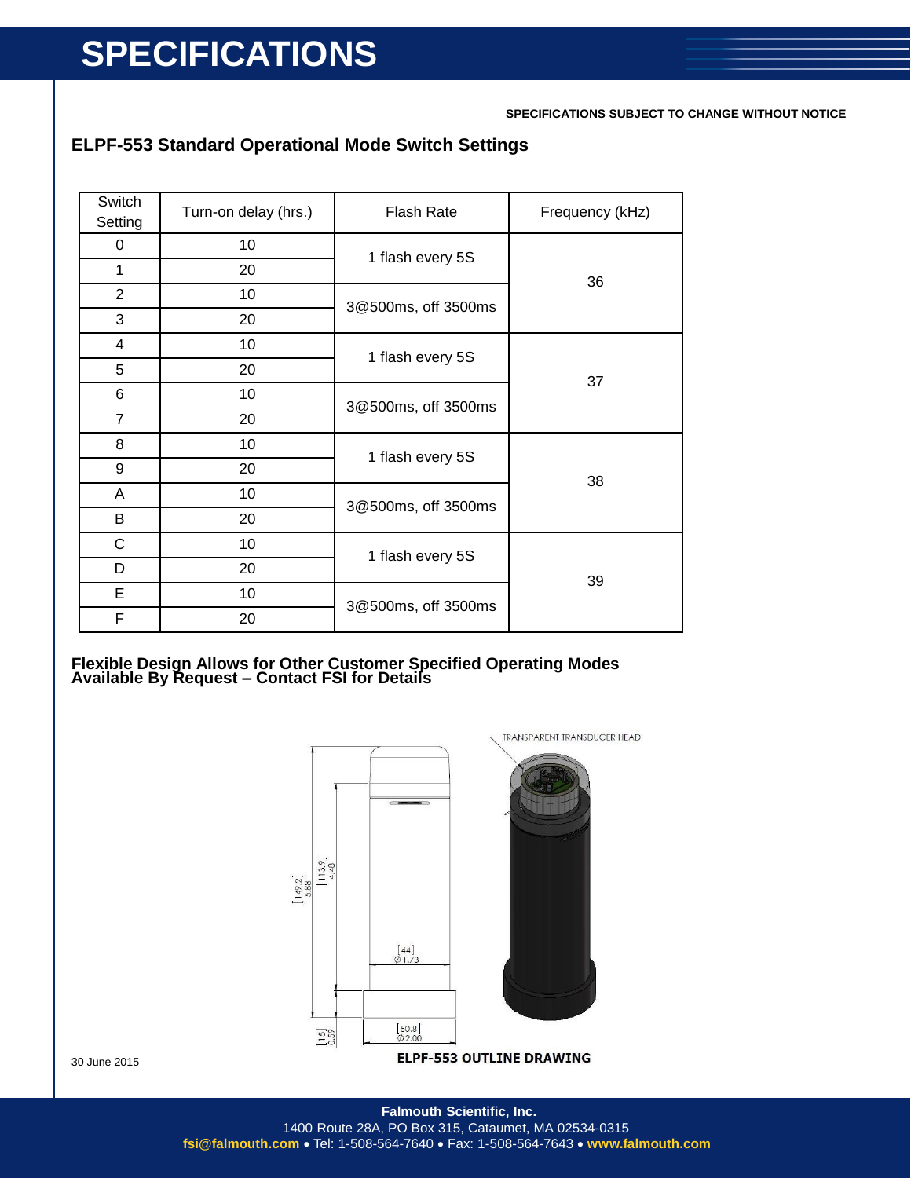# SPECIFICATIONS

**SPECIFICATIONS SUBJECT TO CHANGE WITHOUT NOTICE**

## ELPF-553 Standard Operational Mode Switch Settings

| Switch Setting | Turn-on delay (hrs.) | Flash Rate | Frequency (kHz) |
|---|---|---|---|
| 0 | 10 | 1 flash every 5S | 36 |
| 1 | 20 | | |
| 2 | 10 | 3@500ms, off 3500ms | |
| 3 | 20 | | |
| 4 | 10 | 1 flash every 5S | 37 |
| 5 | 20 | | |
| 6 | 10 | 3@500ms, off 3500ms | |
| 7 | 20 | | |
| 8 | 10 | 1 flash every 5S | 38 |
| 9 | 20 | | |
| A | 10 | 3@500ms, off 3500ms | |
| B | 20 | | |
| C | 10 | 1 flash every 5S | 39 |
| D | 20 | | |
| E | 10 | 3@500ms, off 3500ms | |
| F | 20 | | |

**Flexible Design Allows for Other Customer Specified Operating Modes Available By Request – Contact FSI for Details**

TRANSPARENT TRANSDUCER HEAD

[149.2] 5.88

[113.9] 4.48

[44] Ø1.73

[15] 0.59

[50.8] Ø2.00

**ELPF-553 OUTLINE DRAWING**

30 June 2015

**Falmouth Scientific, Inc.**
1400 Route 28A, PO Box 315, Cataumet, MA 02534-0315
**fsi@falmouth.com** • Tel: 1-508-564-7640 • Fax: 1-508-564-7643 • **www.falmouth.com**